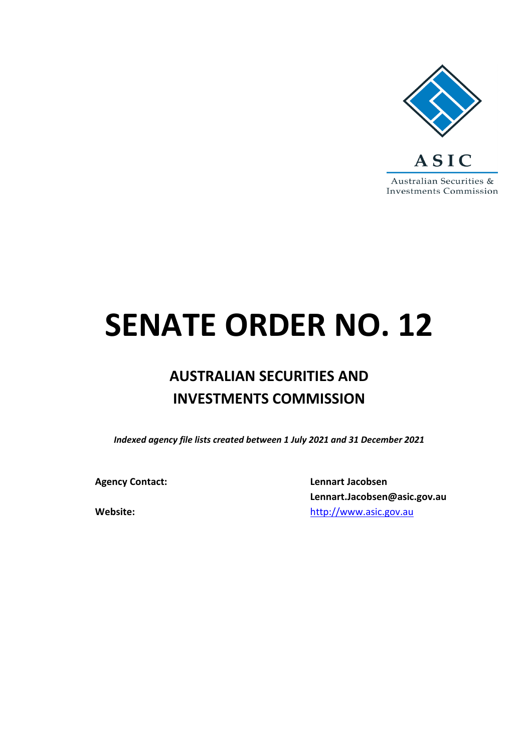ASIC

Australian Securities & Investments Commission

# SENATE ORDER NO. 12

## AUSTRALIAN SECURITIES AND INVESTMENTS COMMISSION

***Indexed agency file lists created between 1 July 2021 and 31 December 2021***

| | |
|---|---|
| **Agency Contact:** | **Lennart Jacobsen** |
| | **Lennart.Jacobsen@asic.gov.au** |
| **Website:** | http://www.asic.gov.au |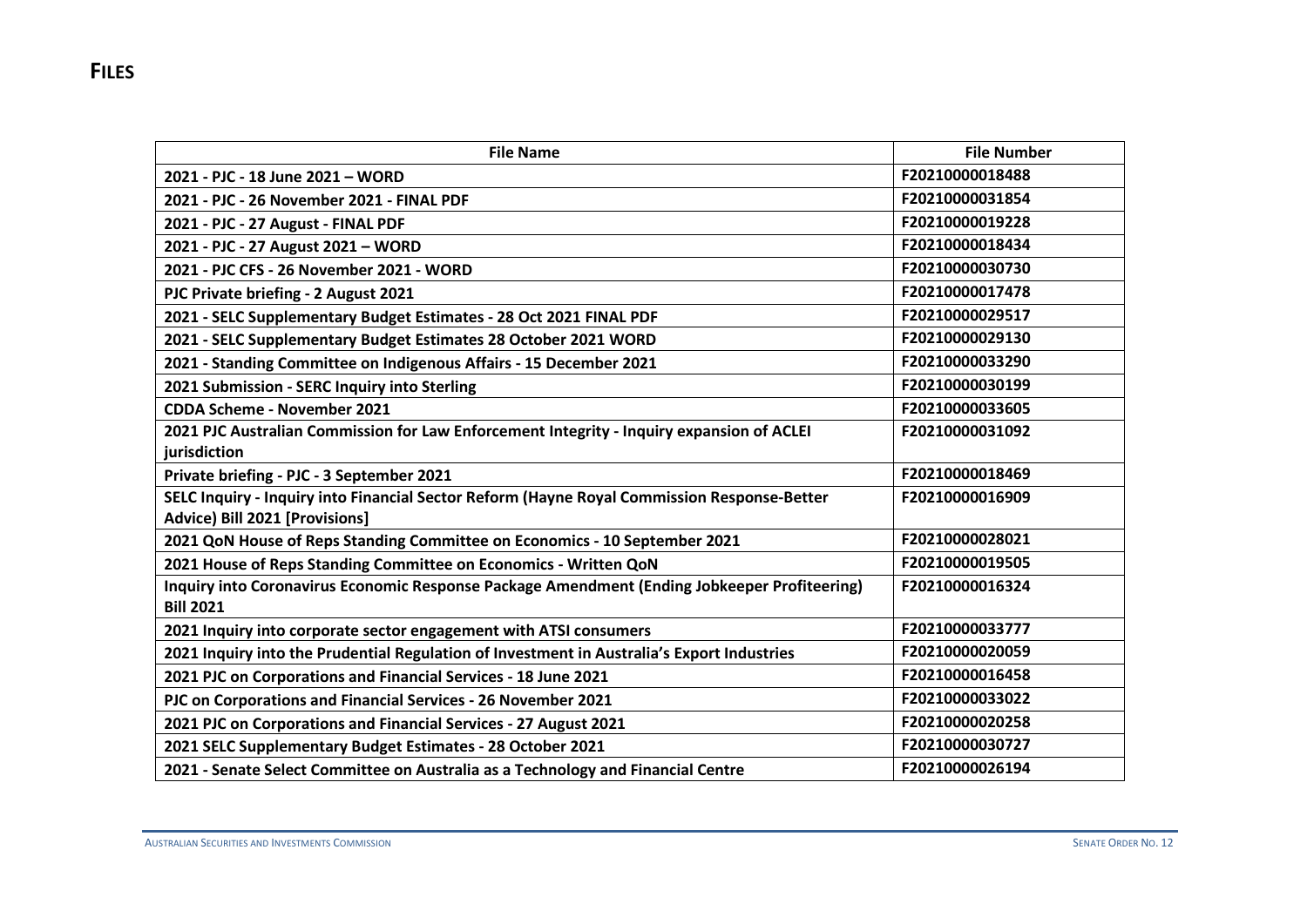# FILES

| File Name | File Number |
| --- | --- |
| 2021 - PJC - 18 June 2021 – WORD | F20210000018488 |
| 2021 - PJC - 26 November 2021 - FINAL PDF | F20210000031854 |
| 2021 - PJC - 27 August - FINAL PDF | F20210000019228 |
| 2021 - PJC - 27 August 2021 – WORD | F20210000018434 |
| 2021 - PJC CFS - 26 November 2021 - WORD | F20210000030730 |
| PJC Private briefing - 2 August 2021 | F20210000017478 |
| 2021 - SELC Supplementary Budget Estimates - 28 Oct 2021 FINAL PDF | F20210000029517 |
| 2021 - SELC Supplementary Budget Estimates 28 October 2021 WORD | F20210000029130 |
| 2021 - Standing Committee on Indigenous Affairs - 15 December 2021 | F20210000033290 |
| 2021 Submission - SERC Inquiry into Sterling | F20210000030199 |
| CDDA Scheme - November 2021 | F20210000033605 |
| 2021 PJC Australian Commission for Law Enforcement Integrity - Inquiry expansion of ACLEI jurisdiction | F20210000031092 |
| Private briefing - PJC - 3 September 2021 | F20210000018469 |
| SELC Inquiry - Inquiry into Financial Sector Reform (Hayne Royal Commission Response-Better Advice) Bill 2021 [Provisions] | F20210000016909 |
| 2021 QoN House of Reps Standing Committee on Economics - 10 September 2021 | F20210000028021 |
| 2021 House of Reps Standing Committee on Economics - Written QoN | F20210000019505 |
| Inquiry into Coronavirus Economic Response Package Amendment (Ending Jobkeeper Profiteering) Bill 2021 | F20210000016324 |
| 2021 Inquiry into corporate sector engagement with ATSI consumers | F20210000033777 |
| 2021 Inquiry into the Prudential Regulation of Investment in Australia's Export Industries | F20210000020059 |
| 2021 PJC on Corporations and Financial Services - 18 June 2021 | F20210000016458 |
| PJC on Corporations and Financial Services - 26 November 2021 | F20210000033022 |
| 2021 PJC on Corporations and Financial Services - 27 August 2021 | F20210000020258 |
| 2021 SELC Supplementary Budget Estimates - 28 October 2021 | F20210000030727 |
| 2021 - Senate Select Committee on Australia as a Technology and Financial Centre | F20210000026194 |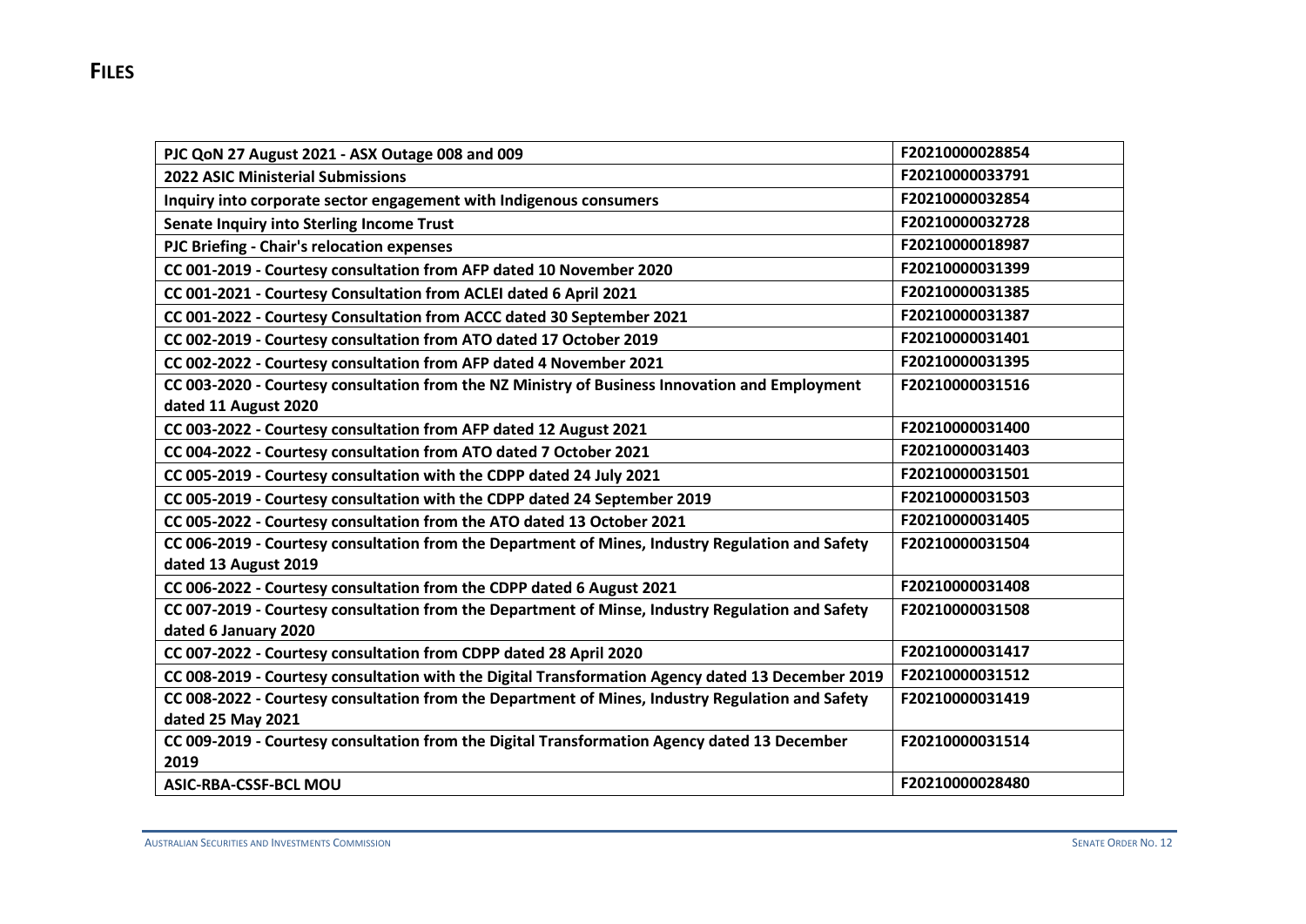# FILES

| | |
|---|---|
| **PJC QoN 27 August 2021 - ASX Outage 008 and 009** | **F20210000028854** |
| **2022 ASIC Ministerial Submissions** | **F20210000033791** |
| **Inquiry into corporate sector engagement with Indigenous consumers** | **F20210000032854** |
| **Senate Inquiry into Sterling Income Trust** | **F20210000032728** |
| **PJC Briefing - Chair's relocation expenses** | **F20210000018987** |
| **CC 001-2019 - Courtesy consultation from AFP dated 10 November 2020** | **F20210000031399** |
| **CC 001-2021 - Courtesy Consultation from ACLEI dated 6 April 2021** | **F20210000031385** |
| **CC 001-2022 - Courtesy Consultation from ACCC dated 30 September 2021** | **F20210000031387** |
| **CC 002-2019 - Courtesy consultation from ATO dated 17 October 2019** | **F20210000031401** |
| **CC 002-2022 - Courtesy consultation from AFP dated 4 November 2021** | **F20210000031395** |
| **CC 003-2020 - Courtesy consultation from the NZ Ministry of Business Innovation and Employment dated 11 August 2020** | **F20210000031516** |
| **CC 003-2022 - Courtesy consultation from AFP dated 12 August 2021** | **F20210000031400** |
| **CC 004-2022 - Courtesy consultation from ATO dated 7 October 2021** | **F20210000031403** |
| **CC 005-2019 - Courtesy consultation with the CDPP dated 24 July 2021** | **F20210000031501** |
| **CC 005-2019 - Courtesy consultation with the CDPP dated 24 September 2019** | **F20210000031503** |
| **CC 005-2022 - Courtesy consultation from the ATO dated 13 October 2021** | **F20210000031405** |
| **CC 006-2019 - Courtesy consultation from the Department of Mines, Industry Regulation and Safety dated 13 August 2019** | **F20210000031504** |
| **CC 006-2022 - Courtesy consultation from the CDPP dated 6 August 2021** | **F20210000031408** |
| **CC 007-2019 - Courtesy consultation from the Department of Minse, Industry Regulation and Safety dated 6 January 2020** | **F20210000031508** |
| **CC 007-2022 - Courtesy consultation from CDPP dated 28 April 2020** | **F20210000031417** |
| **CC 008-2019 - Courtesy consultation with the Digital Transformation Agency dated 13 December 2019** | **F20210000031512** |
| **CC 008-2022 - Courtesy consultation from the Department of Mines, Industry Regulation and Safety dated 25 May 2021** | **F20210000031419** |
| **CC 009-2019 - Courtesy consultation from the Digital Transformation Agency dated 13 December 2019** | **F20210000031514** |
| **ASIC-RBA-CSSF-BCL MOU** | **F20210000028480** |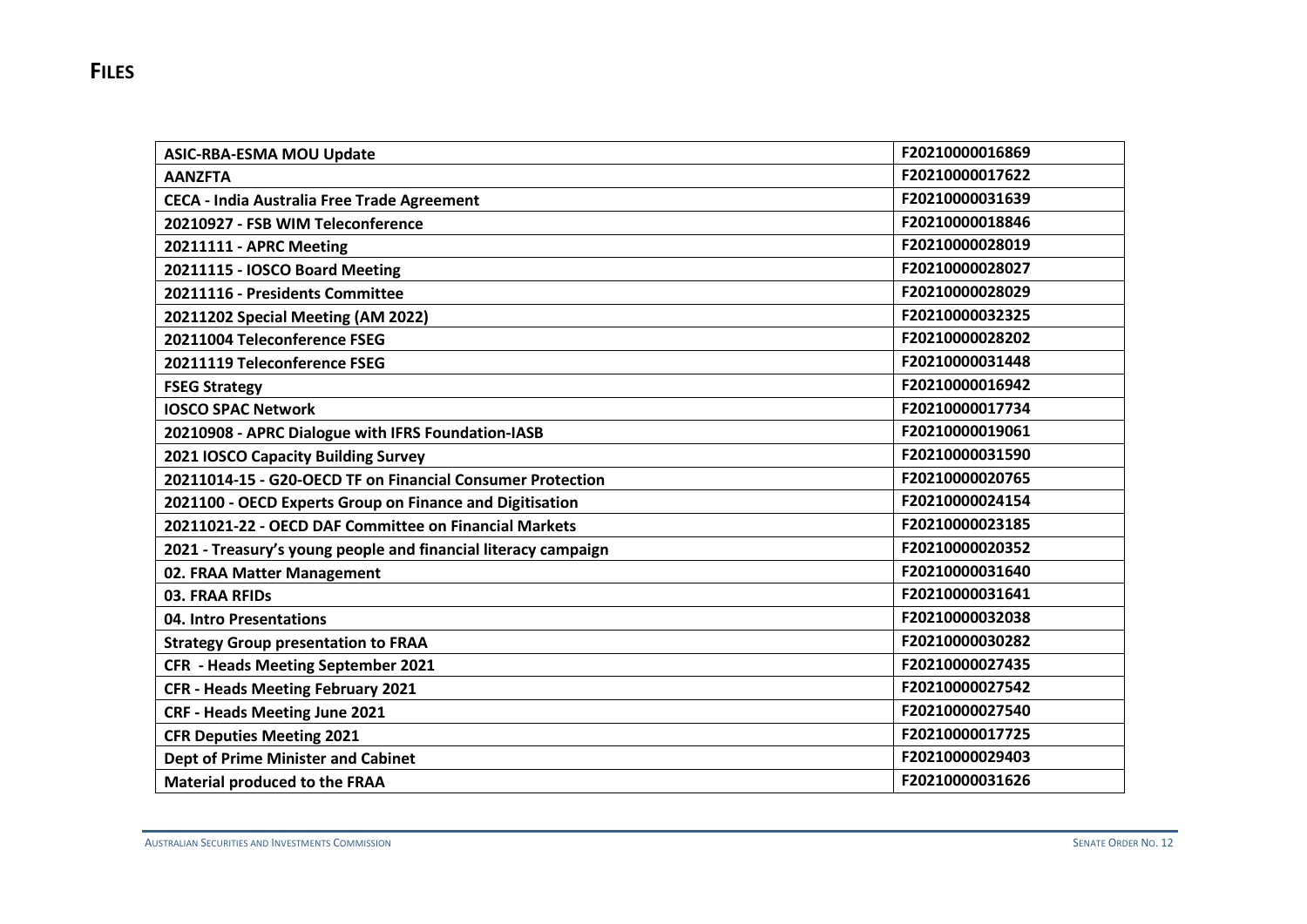# FILES

| ASIC-RBA-ESMA MOU Update | F20210000016869 |
| --- | --- |
| AANZFTA | F20210000017622 |
| CECA - India Australia Free Trade Agreement | F20210000031639 |
| 20210927 - FSB WIM Teleconference | F20210000018846 |
| 20211111 - APRC Meeting | F20210000028019 |
| 20211115 - IOSCO Board Meeting | F20210000028027 |
| 20211116 - Presidents Committee | F20210000028029 |
| 20211202 Special Meeting (AM 2022) | F20210000032325 |
| 20211004 Teleconference FSEG | F20210000028202 |
| 20211119 Teleconference FSEG | F20210000031448 |
| FSEG Strategy | F20210000016942 |
| IOSCO SPAC Network | F20210000017734 |
| 20210908 - APRC Dialogue with IFRS Foundation-IASB | F20210000019061 |
| 2021 IOSCO Capacity Building Survey | F20210000031590 |
| 20211014-15 - G20-OECD TF on Financial Consumer Protection | F20210000020765 |
| 2021100 - OECD Experts Group on Finance and Digitisation | F20210000024154 |
| 20211021-22 - OECD DAF Committee on Financial Markets | F20210000023185 |
| 2021 - Treasury's young people and financial literacy campaign | F20210000020352 |
| 02. FRAA Matter Management | F20210000031640 |
| 03. FRAA RFIDs | F20210000031641 |
| 04. Intro Presentations | F20210000032038 |
| Strategy Group presentation to FRAA | F20210000030282 |
| CFR - Heads Meeting September 2021 | F20210000027435 |
| CFR - Heads Meeting February 2021 | F20210000027542 |
| CRF - Heads Meeting June 2021 | F20210000027540 |
| CFR Deputies Meeting 2021 | F20210000017725 |
| Dept of Prime Minister and Cabinet | F20210000029403 |
| Material produced to the FRAA | F20210000031626 |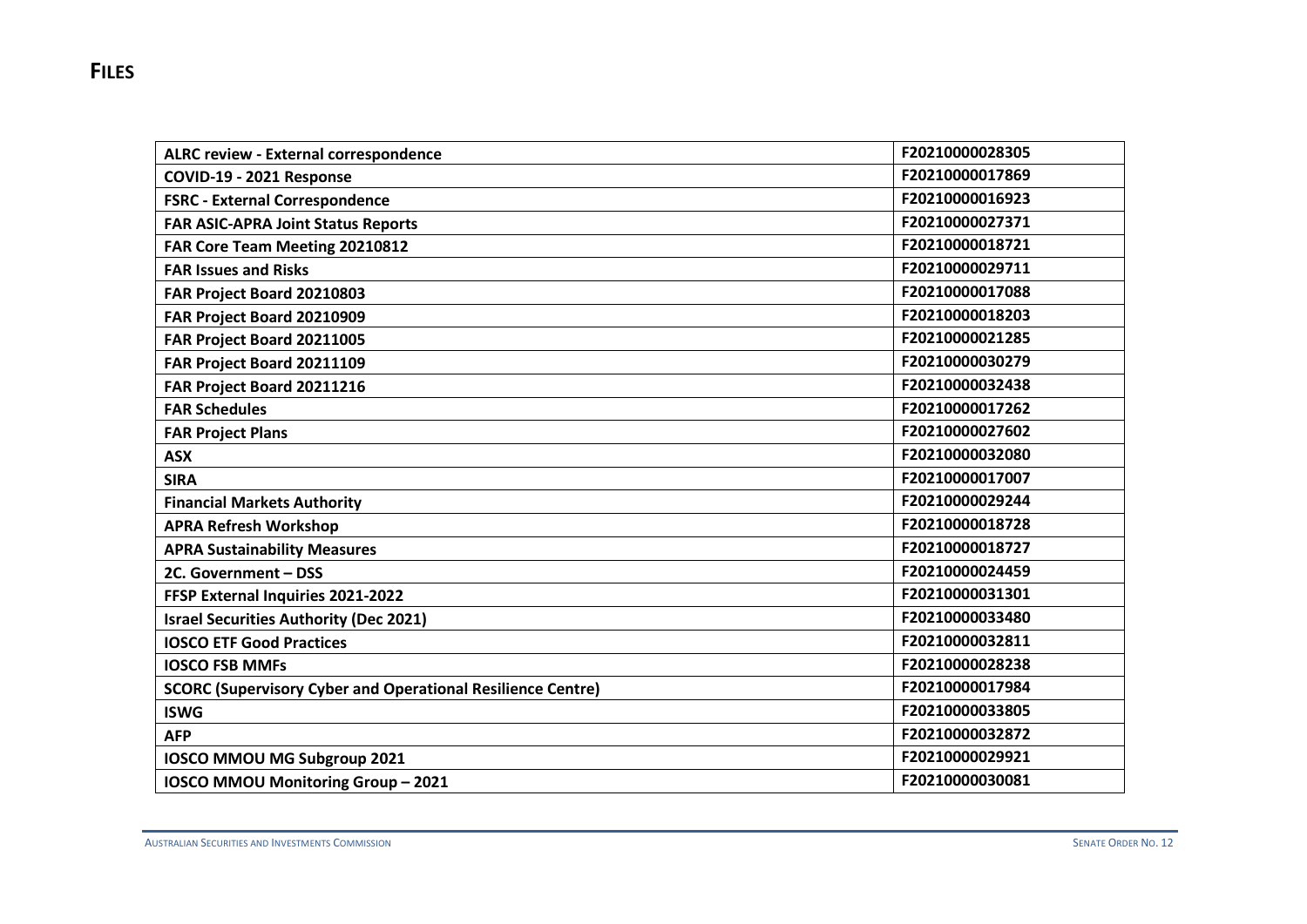# FILES

| | |
|---|---|
| **ALRC review - External correspondence** | F20210000028305 |
| **COVID-19 - 2021 Response** | F20210000017869 |
| **FSRC - External Correspondence** | F20210000016923 |
| **FAR ASIC-APRA Joint Status Reports** | F20210000027371 |
| **FAR Core Team Meeting 20210812** | F20210000018721 |
| **FAR Issues and Risks** | F20210000029711 |
| **FAR Project Board 20210803** | F20210000017088 |
| **FAR Project Board 20210909** | F20210000018203 |
| **FAR Project Board 20211005** | F20210000021285 |
| **FAR Project Board 20211109** | F20210000030279 |
| **FAR Project Board 20211216** | F20210000032438 |
| **FAR Schedules** | F20210000017262 |
| **FAR Project Plans** | F20210000027602 |
| **ASX** | F20210000032080 |
| **SIRA** | F20210000017007 |
| **Financial Markets Authority** | F20210000029244 |
| **APRA Refresh Workshop** | F20210000018728 |
| **APRA Sustainability Measures** | F20210000018727 |
| **2C. Government – DSS** | F20210000024459 |
| **FFSP External Inquiries 2021-2022** | F20210000031301 |
| **Israel Securities Authority (Dec 2021)** | F20210000033480 |
| **IOSCO ETF Good Practices** | F20210000032811 |
| **IOSCO FSB MMFs** | F20210000028238 |
| **SCORC (Supervisory Cyber and Operational Resilience Centre)** | F20210000017984 |
| **ISWG** | F20210000033805 |
| **AFP** | F20210000032872 |
| **IOSCO MMOU MG Subgroup 2021** | F20210000029921 |
| **IOSCO MMOU Monitoring Group – 2021** | F20210000030081 |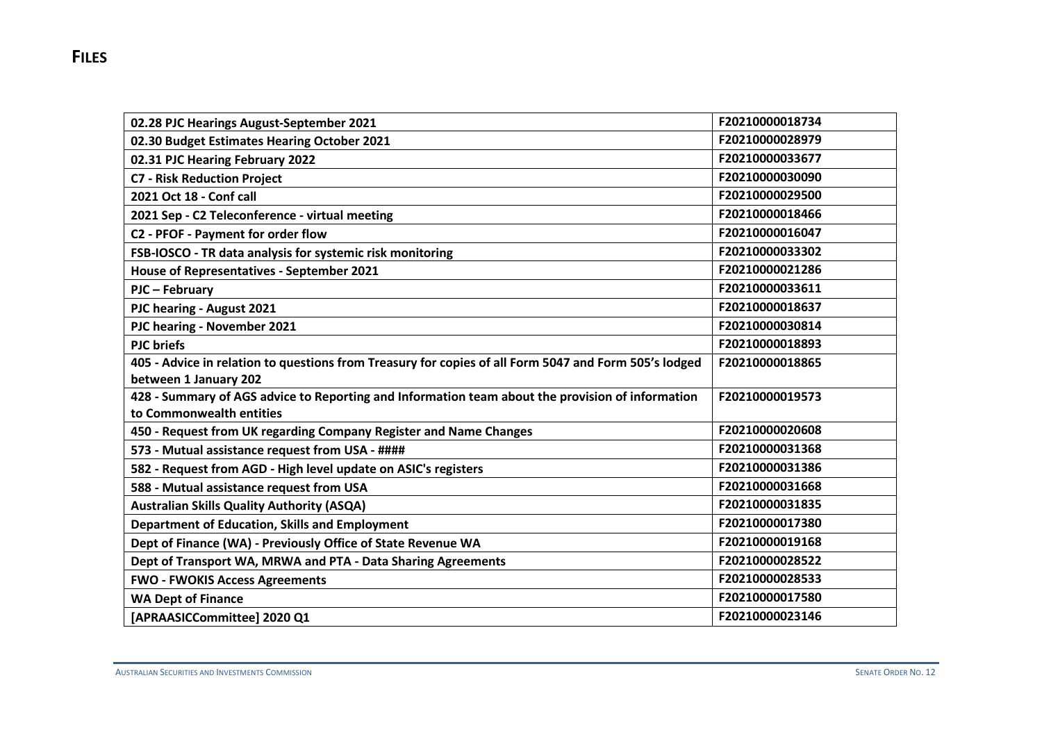# FILES

| | |
|---|---|
| **02.28 PJC Hearings August-September 2021** | **F20210000018734** |
| **02.30 Budget Estimates Hearing October 2021** | **F20210000028979** |
| **02.31 PJC Hearing February 2022** | **F20210000033677** |
| **C7 - Risk Reduction Project** | **F20210000030090** |
| **2021 Oct 18 - Conf call** | **F20210000029500** |
| **2021 Sep - C2 Teleconference - virtual meeting** | **F20210000018466** |
| **C2 - PFOF - Payment for order flow** | **F20210000016047** |
| **FSB-IOSCO - TR data analysis for systemic risk monitoring** | **F20210000033302** |
| **House of Representatives - September 2021** | **F20210000021286** |
| **PJC – February** | **F20210000033611** |
| **PJC hearing - August 2021** | **F20210000018637** |
| **PJC hearing - November 2021** | **F20210000030814** |
| **PJC briefs** | **F20210000018893** |
| **405 - Advice in relation to questions from Treasury for copies of all Form 5047 and Form 505's lodged between 1 January 202** | **F20210000018865** |
| **428 - Summary of AGS advice to Reporting and Information team about the provision of information to Commonwealth entities** | **F20210000019573** |
| **450 - Request from UK regarding Company Register and Name Changes** | **F20210000020608** |
| **573 - Mutual assistance request from USA - ####** | **F20210000031368** |
| **582 - Request from AGD - High level update on ASIC's registers** | **F20210000031386** |
| **588 - Mutual assistance request from USA** | **F20210000031668** |
| **Australian Skills Quality Authority (ASQA)** | **F20210000031835** |
| **Department of Education, Skills and Employment** | **F20210000017380** |
| **Dept of Finance (WA) - Previously Office of State Revenue WA** | **F20210000019168** |
| **Dept of Transport WA, MRWA and PTA - Data Sharing Agreements** | **F20210000028522** |
| **FWO - FWOKIS Access Agreements** | **F20210000028533** |
| **WA Dept of Finance** | **F20210000017580** |
| **[APRAASICCommittee] 2020 Q1** | **F20210000023146** |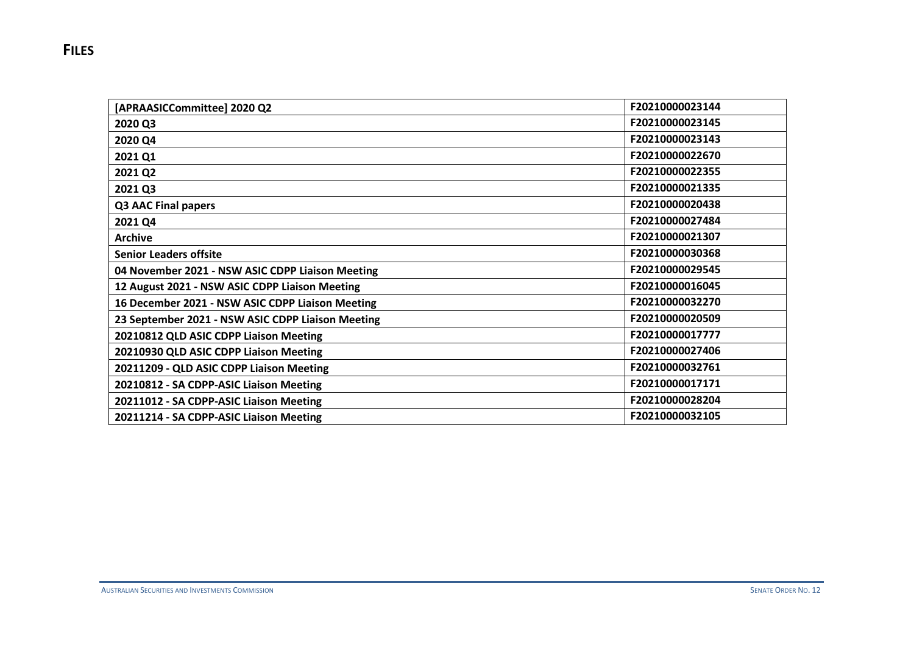## FILES

| | |
|---|---|
| **[APRAASICCommittee] 2020 Q2** | **F20210000023144** |
| **2020 Q3** | **F20210000023145** |
| **2020 Q4** | **F20210000023143** |
| **2021 Q1** | **F20210000022670** |
| **2021 Q2** | **F20210000022355** |
| **2021 Q3** | **F20210000021335** |
| **Q3 AAC Final papers** | **F20210000020438** |
| **2021 Q4** | **F20210000027484** |
| **Archive** | **F20210000021307** |
| **Senior Leaders offsite** | **F20210000030368** |
| **04 November 2021 - NSW ASIC CDPP Liaison Meeting** | **F20210000029545** |
| **12 August 2021 - NSW ASIC CDPP Liaison Meeting** | **F20210000016045** |
| **16 December 2021 - NSW ASIC CDPP Liaison Meeting** | **F20210000032270** |
| **23 September 2021 - NSW ASIC CDPP Liaison Meeting** | **F20210000020509** |
| **20210812 QLD ASIC CDPP Liaison Meeting** | **F20210000017777** |
| **20210930 QLD ASIC CDPP Liaison Meeting** | **F20210000027406** |
| **20211209 - QLD ASIC CDPP Liaison Meeting** | **F20210000032761** |
| **20210812 - SA CDPP-ASIC Liaison Meeting** | **F20210000017171** |
| **20211012 - SA CDPP-ASIC Liaison Meeting** | **F20210000028204** |
| **20211214 - SA CDPP-ASIC Liaison Meeting** | **F20210000032105** |